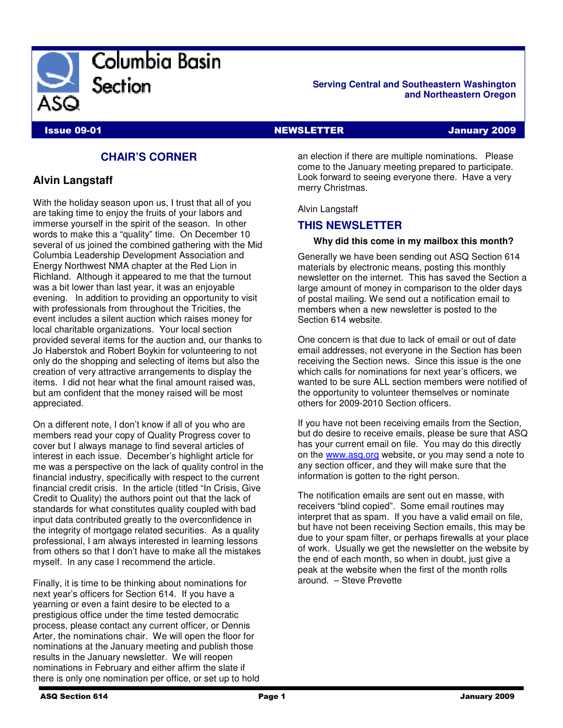# Columbia Basin Section

**Serving Central and Southeastern Washington and Northeastern Oregon**

**Issue 09-01** | **NEWSLETTER** | **January 2009**

## CHAIR'S CORNER

### Alvin Langstaff

With the holiday season upon us, I trust that all of you are taking time to enjoy the fruits of your labors and immerse yourself in the spirit of the season. In other words to make this a "quality" time. On December 10 several of us joined the combined gathering with the Mid Columbia Leadership Development Association and Energy Northwest NMA chapter at the Red Lion in Richland. Although it appeared to me that the turnout was a bit lower than last year, it was an enjoyable evening. In addition to providing an opportunity to visit with professionals from throughout the Tricities, the event includes a silent auction which raises money for local charitable organizations. Your local section provided several items for the auction and, our thanks to Jo Haberstok and Robert Boykin for volunteering to not only do the shopping and selecting of items but also the creation of very attractive arrangements to display the items. I did not hear what the final amount raised was, but am confident that the money raised will be most appreciated.

On a different note, I don't know if all of you who are members read your copy of Quality Progress cover to cover but I always manage to find several articles of interest in each issue. December's highlight article for me was a perspective on the lack of quality control in the financial industry, specifically with respect to the current financial credit crisis. In the article (titled "In Crisis, Give Credit to Quality) the authors point out that the lack of standards for what constitutes quality coupled with bad input data contributed greatly to the overconfidence in the integrity of mortgage related securities. As a quality professional, I am always interested in learning lessons from others so that I don't have to make all the mistakes myself. In any case I recommend the article.

Finally, it is time to be thinking about nominations for next year's officers for Section 614. If you have a yearning or even a faint desire to be elected to a prestigious office under the time tested democratic process, please contact any current officer, or Dennis Arter, the nominations chair. We will open the floor for nominations at the January meeting and publish those results in the January newsletter. We will reopen nominations in February and either affirm the slate if there is only one nomination per office, or set up to hold an election if there are multiple nominations. Please come to the January meeting prepared to participate. Look forward to seeing everyone there. Have a very merry Christmas.

Alvin Langstaff

## THIS NEWSLETTER

**Why did this come in my mailbox this month?**

Generally we have been sending out ASQ Section 614 materials by electronic means, posting this monthly newsletter on the internet. This has saved the Section a large amount of money in comparison to the older days of postal mailing. We send out a notification email to members when a new newsletter is posted to the Section 614 website.

One concern is that due to lack of email or out of date email addresses, not everyone in the Section has been receiving the Section news. Since this issue is the one which calls for nominations for next year's officers, we wanted to be sure ALL section members were notified of the opportunity to volunteer themselves or nominate others for 2009-2010 Section officers.

If you have not been receiving emails from the Section, but do desire to receive emails, please be sure that ASQ has your current email on file. You may do this directly on the www.asq.org website, or you may send a note to any section officer, and they will make sure that the information is gotten to the right person.

The notification emails are sent out en masse, with receivers "blind copied". Some email routines may interpret that as spam. If you have a valid email on file, but have not been receiving Section emails, this may be due to your spam filter, or perhaps firewalls at your place of work. Usually we get the newsletter on the website by the end of each month, so when in doubt, just give a peak at the website when the first of the month rolls around. – Steve Prevette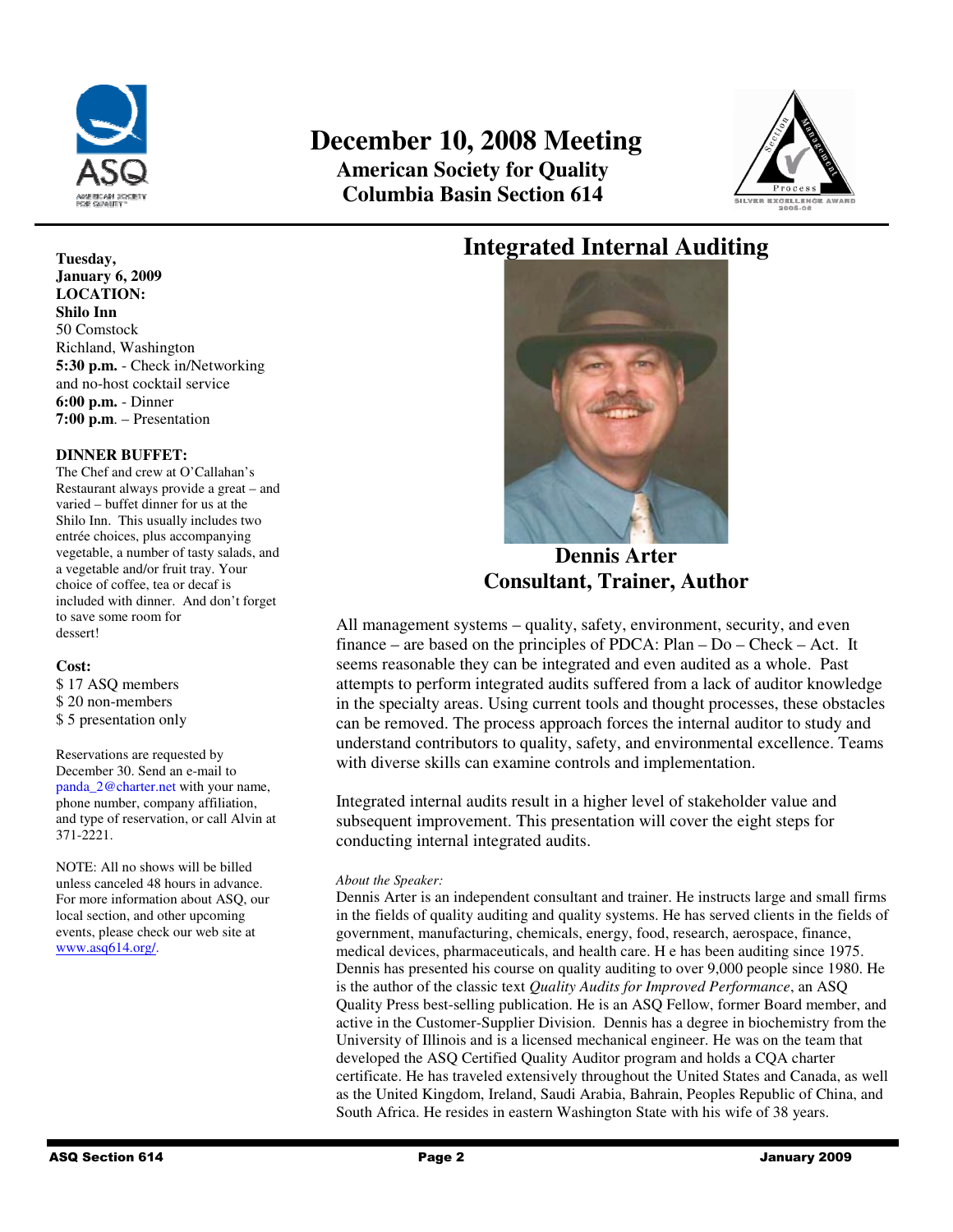# December 10, 2008 Meeting

## American Society for Quality
## Columbia Basin Section 614

**Tuesday, January 6, 2009**
**LOCATION:**
**Shilo Inn**
50 Comstock
Richland, Washington
**5:30 p.m.** - Check in/Networking and no-host cocktail service
**6:00 p.m.** - Dinner
**7:00 p.m**. – Presentation

**DINNER BUFFET:**
The Chef and crew at O'Callahan's Restaurant always provide a great – and varied – buffet dinner for us at the Shilo Inn. This usually includes two entrée choices, plus accompanying vegetable, a number of tasty salads, and a vegetable and/or fruit tray. Your choice of coffee, tea or decaf is included with dinner. And don't forget to save some room for dessert!

**Cost:**
$ 17 ASQ members
$ 20 non-members
$ 5 presentation only

Reservations are requested by December 30. Send an e-mail to panda_2@charter.net with your name, phone number, company affiliation, and type of reservation, or call Alvin at 371-2221.

NOTE: All no shows will be billed unless canceled 48 hours in advance. For more information about ASQ, our local section, and other upcoming events, please check our web site at www.asq614.org/.

# Integrated Internal Auditing

**Dennis Arter**
**Consultant, Trainer, Author**

All management systems – quality, safety, environment, security, and even finance – are based on the principles of PDCA: Plan – Do – Check – Act. It seems reasonable they can be integrated and even audited as a whole. Past attempts to perform integrated audits suffered from a lack of auditor knowledge in the specialty areas. Using current tools and thought processes, these obstacles can be removed. The process approach forces the internal auditor to study and understand contributors to quality, safety, and environmental excellence. Teams with diverse skills can examine controls and implementation.

Integrated internal audits result in a higher level of stakeholder value and subsequent improvement. This presentation will cover the eight steps for conducting internal integrated audits.

*About the Speaker:*
Dennis Arter is an independent consultant and trainer. He instructs large and small firms in the fields of quality auditing and quality systems. He has served clients in the fields of government, manufacturing, chemicals, energy, food, research, aerospace, finance, medical devices, pharmaceuticals, and health care. H e has been auditing since 1975. Dennis has presented his course on quality auditing to over 9,000 people since 1980. He is the author of the classic text *Quality Audits for Improved Performance*, an ASQ Quality Press best-selling publication. He is an ASQ Fellow, former Board member, and active in the Customer-Supplier Division. Dennis has a degree in biochemistry from the University of Illinois and is a licensed mechanical engineer. He was on the team that developed the ASQ Certified Quality Auditor program and holds a CQA charter certificate. He has traveled extensively throughout the United States and Canada, as well as the United Kingdom, Ireland, Saudi Arabia, Bahrain, Peoples Republic of China, and South Africa. He resides in eastern Washington State with his wife of 38 years.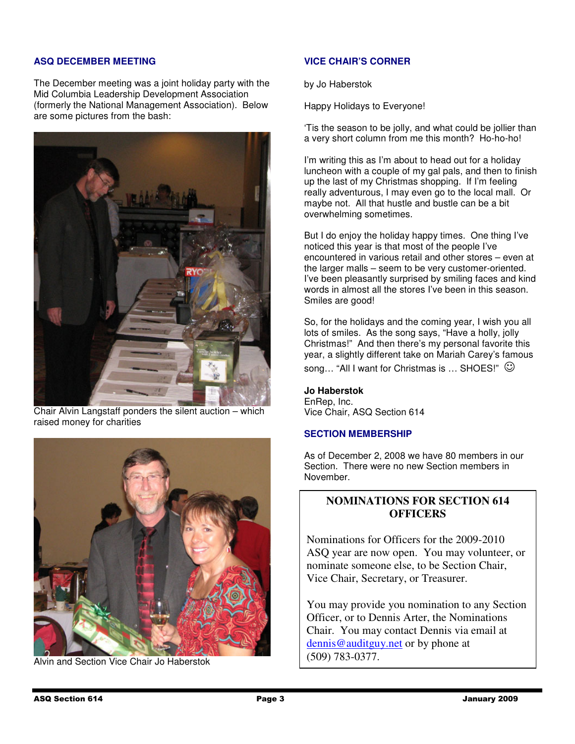## ASQ DECEMBER MEETING

The December meeting was a joint holiday party with the Mid Columbia Leadership Development Association (formerly the National Management Association). Below are some pictures from the bash:

Chair Alvin Langstaff ponders the silent auction – which raised money for charities

Alvin and Section Vice Chair Jo Haberstok

## VICE CHAIR'S CORNER

by Jo Haberstok

Happy Holidays to Everyone!

'Tis the season to be jolly, and what could be jollier than a very short column from me this month? Ho-ho-ho!

I'm writing this as I'm about to head out for a holiday luncheon with a couple of my gal pals, and then to finish up the last of my Christmas shopping. If I'm feeling really adventurous, I may even go to the local mall. Or maybe not. All that hustle and bustle can be a bit overwhelming sometimes.

But I do enjoy the holiday happy times. One thing I've noticed this year is that most of the people I've encountered in various retail and other stores – even at the larger malls – seem to be very customer-oriented. I've been pleasantly surprised by smiling faces and kind words in almost all the stores I've been in this season. Smiles are good!

So, for the holidays and the coming year, I wish you all lots of smiles. As the song says, "Have a holly, jolly Christmas!" And then there's my personal favorite this year, a slightly different take on Mariah Carey's famous song… "All I want for Christmas is … SHOES!" ☺

**Jo Haberstok**
EnRep, Inc.
Vice Chair, ASQ Section 614

## SECTION MEMBERSHIP

As of December 2, 2008 we have 80 members in our Section. There were no new Section members in November.

## NOMINATIONS FOR SECTION 614 OFFICERS

Nominations for Officers for the 2009-2010 ASQ year are now open. You may volunteer, or nominate someone else, to be Section Chair, Vice Chair, Secretary, or Treasurer.

You may provide you nomination to any Section Officer, or to Dennis Arter, the Nominations Chair. You may contact Dennis via email at dennis@auditguy.net or by phone at (509) 783-0377.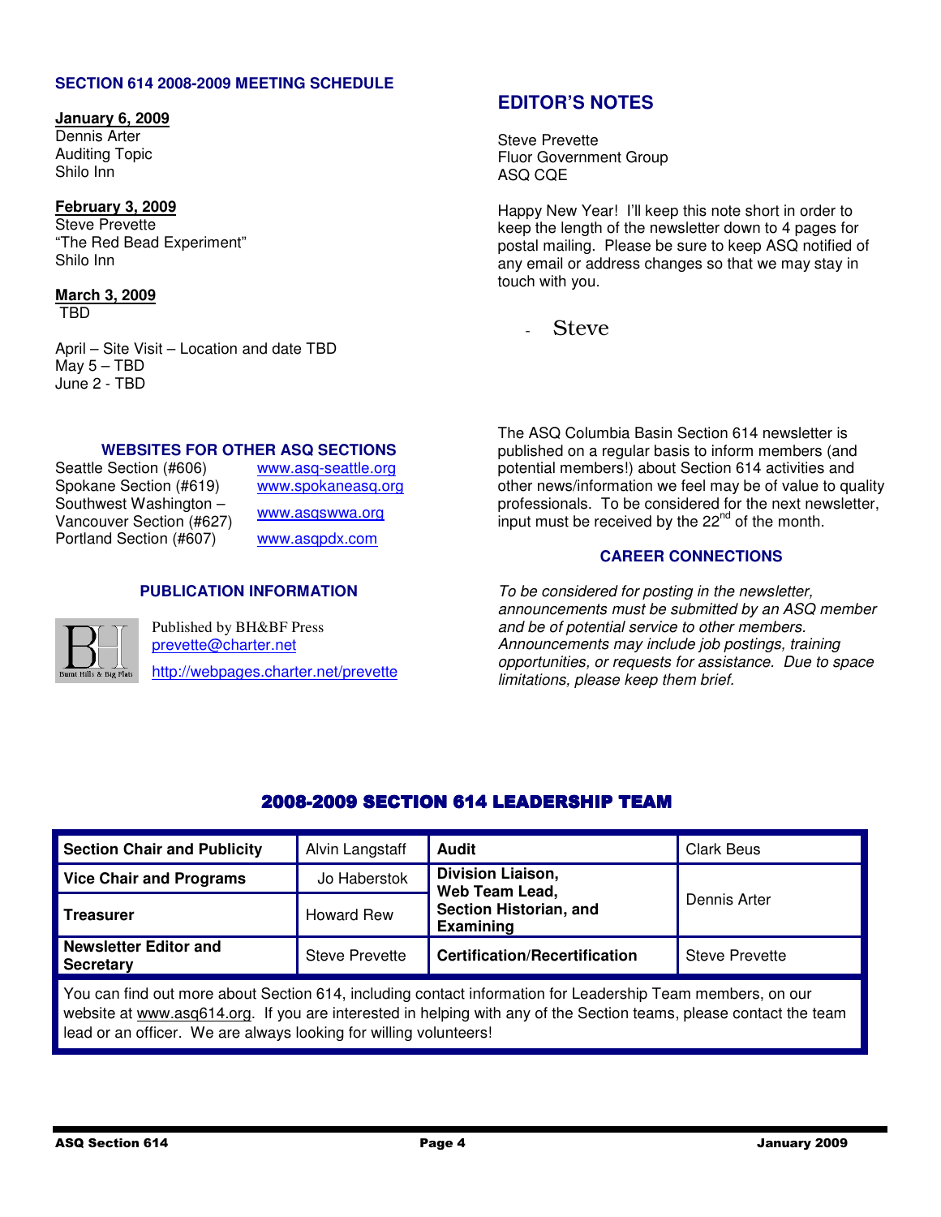### SECTION 614 2008-2009 MEETING SCHEDULE

**January 6, 2009**
Dennis Arter
Auditing Topic
Shilo Inn

**February 3, 2009**
Steve Prevette
"The Red Bead Experiment"
Shilo Inn

**March 3, 2009**
TBD

April – Site Visit – Location and date TBD
May 5 – TBD
June 2 - TBD

### WEBSITES FOR OTHER ASQ SECTIONS

| | |
|---|---|
| Seattle Section (#606) | www.asq-seattle.org |
| Spokane Section (#619) | www.spokaneasq.org |
| Southwest Washington – Vancouver Section (#627) | www.asqswwa.org |
| Portland Section (#607) | www.asqpdx.com |

### PUBLICATION INFORMATION

Published by BH&BF Press
prevette@charter.net
http://webpages.charter.net/prevette

## EDITOR'S NOTES

Steve Prevette
Fluor Government Group
ASQ CQE

Happy New Year! I'll keep this note short in order to keep the length of the newsletter down to 4 pages for postal mailing. Please be sure to keep ASQ notified of any email or address changes so that we may stay in touch with you.

- Steve

The ASQ Columbia Basin Section 614 newsletter is published on a regular basis to inform members (and potential members!) about Section 614 activities and other news/information we feel may be of value to quality professionals. To be considered for the next newsletter, input must be received by the 22nd of the month.

### CAREER CONNECTIONS

*To be considered for posting in the newsletter, announcements must be submitted by an ASQ member and be of potential service to other members. Announcements may include job postings, training opportunities, or requests for assistance. Due to space limitations, please keep them brief.*

## 2008-2009 SECTION 614 LEADERSHIP TEAM

| | | | |
|---|---|---|---|
| **Section Chair and Publicity** | Alvin Langstaff | **Audit** | Clark Beus |
| **Vice Chair and Programs** | Jo Haberstok | **Division Liaison, Web Team Lead, Section Historian, and Examining** | Dennis Arter |
| **Treasurer** | Howard Rew | | |
| **Newsletter Editor and Secretary** | Steve Prevette | **Certification/Recertification** | Steve Prevette |

You can find out more about Section 614, including contact information for Leadership Team members, on our website at www.asq614.org. If you are interested in helping with any of the Section teams, please contact the team lead or an officer. We are always looking for willing volunteers!